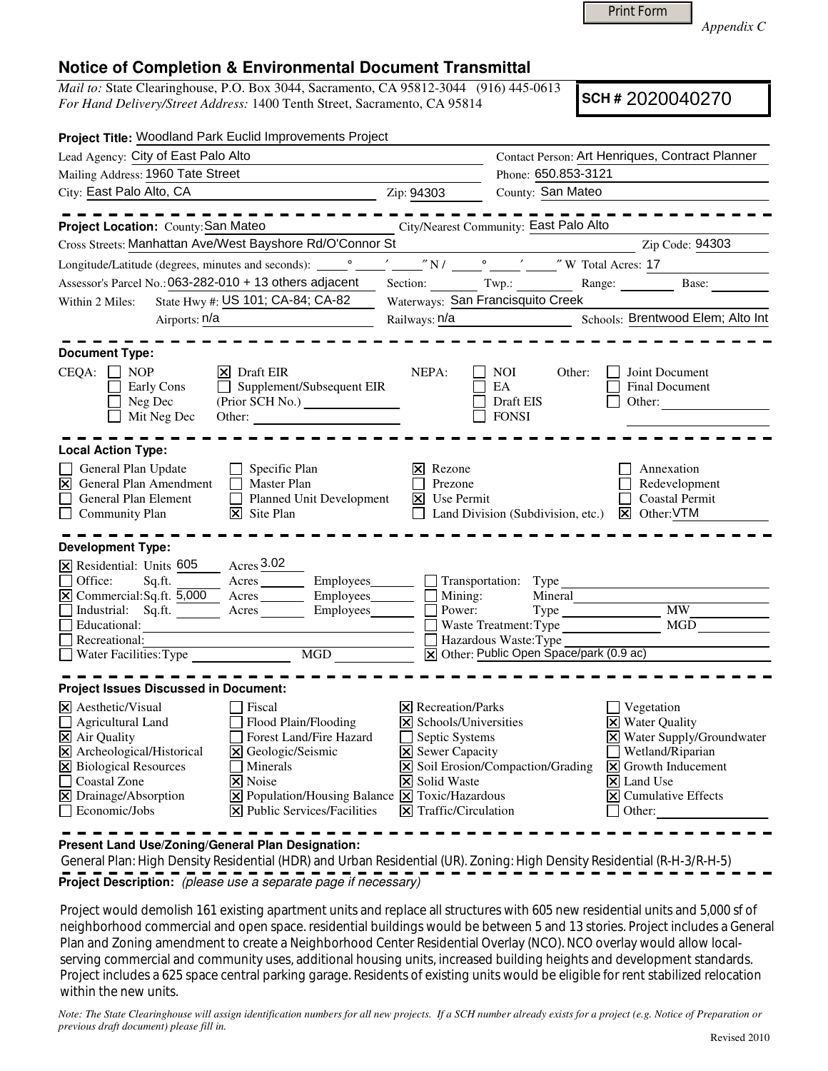Print Form

*Appendix C*

# Notice of Completion & Environmental Document Transmittal

*Mail to:* State Clearinghouse, P.O. Box 3044, Sacramento, CA 95812-3044 (916) 445-0613
*For Hand Delivery/Street Address:* 1400 Tenth Street, Sacramento, CA 95814

**SCH #** 2020040270

**Project Title:** Woodland Park Euclid Improvements Project

Lead Agency: City of East Palo Alto
Contact Person: Art Henriques, Contract Planner
Mailing Address: 1960 Tate Street
Phone: 650.853-3121
City: East Palo Alto, CA
Zip: 94303
County: San Mateo

**Project Location:** County: San Mateo
City/Nearest Community: East Palo Alto
Cross Streets: Manhattan Ave/West Bayshore Rd/O'Connor St
Zip Code: 94303
Longitude/Latitude (degrees, minutes and seconds): ____° ____′ ____″ N / ____° ____′ ____″ W Total Acres: 17
Assessor's Parcel No.: 063-282-010 + 13 others adjacent
Section: ____ Twp.: ____ Range: ____ Base: ____
Within 2 Miles: State Hwy #: US 101; CA-84; CA-82
Waterways: San Francisquito Creek
Airports: n/a
Railways: n/a
Schools: Brentwood Elem; Alto Int

**Document Type:**

CEQA:
- [ ] NOP
- [ ] Early Cons
- [ ] Neg Dec
- [ ] Mit Neg Dec
- [x] Draft EIR
- [ ] Supplement/Subsequent EIR (Prior SCH No.) ____
- Other: ____

NEPA:
- [ ] NOI
- [ ] EA
- [ ] Draft EIS
- [ ] FONSI

Other:
- [ ] Joint Document
- [ ] Final Document
- [ ] Other: ____

**Local Action Type:**

- [ ] General Plan Update
- [x] General Plan Amendment
- [ ] General Plan Element
- [ ] Community Plan
- [ ] Specific Plan
- [ ] Master Plan
- [ ] Planned Unit Development
- [x] Site Plan
- [x] Rezone
- [ ] Prezone
- [x] Use Permit
- [ ] Land Division (Subdivision, etc.)
- [ ] Annexation
- [ ] Redevelopment
- [ ] Coastal Permit
- [x] Other: VTM

**Development Type:**

- [x] Residential: Units 605 Acres 3.02
- [ ] Office: Sq.ft. ____ Acres ____ Employees ____
- [x] Commercial: Sq.ft. 5,000 Acres ____ Employees ____
- [ ] Industrial: Sq.ft. ____ Acres ____ Employees ____
- [ ] Educational: ____
- [ ] Recreational: ____
- [ ] Water Facilities: Type ____ MGD ____
- [ ] Transportation: Type ____
- [ ] Mining: Mineral ____
- [ ] Power: Type ____ MW ____
- [ ] Waste Treatment: Type ____ MGD ____
- [ ] Hazardous Waste: Type ____
- [x] Other: Public Open Space/park (0.9 ac)

**Project Issues Discussed in Document:**

- [x] Aesthetic/Visual
- [ ] Agricultural Land
- [x] Air Quality
- [x] Archeological/Historical
- [x] Biological Resources
- [ ] Coastal Zone
- [x] Drainage/Absorption
- [ ] Economic/Jobs
- [ ] Fiscal
- [ ] Flood Plain/Flooding
- [ ] Forest Land/Fire Hazard
- [x] Geologic/Seismic
- [ ] Minerals
- [x] Noise
- [x] Population/Housing Balance
- [x] Public Services/Facilities
- [x] Recreation/Parks
- [x] Schools/Universities
- [ ] Septic Systems
- [x] Sewer Capacity
- [x] Soil Erosion/Compaction/Grading
- [x] Solid Waste
- [x] Toxic/Hazardous
- [x] Traffic/Circulation
- [ ] Vegetation
- [x] Water Quality
- [x] Water Supply/Groundwater
- [ ] Wetland/Riparian
- [x] Growth Inducement
- [x] Land Use
- [x] Cumulative Effects
- [ ] Other: ____

**Present Land Use/Zoning/General Plan Designation:**

General Plan: High Density Residential (HDR) and Urban Residential (UR). Zoning: High Density Residential (R-H-3/R-H-5)

**Project Description:** *(please use a separate page if necessary)*

Project would demolish 161 existing apartment units and replace all structures with 605 new residential units and 5,000 sf of neighborhood commercial and open space. residential buildings would be between 5 and 13 stories. Project includes a General Plan and Zoning amendment to create a Neighborhood Center Residential Overlay (NCO). NCO overlay would allow local-serving commercial and community uses, additional housing units, increased building heights and development standards. Project includes a 625 space central parking garage. Residents of existing units would be eligible for rent stabilized relocation within the new units.

*Note: The State Clearinghouse will assign identification numbers for all new projects. If a SCH number already exists for a project (e.g. Notice of Preparation or previous draft document) please fill in.*

Revised 2010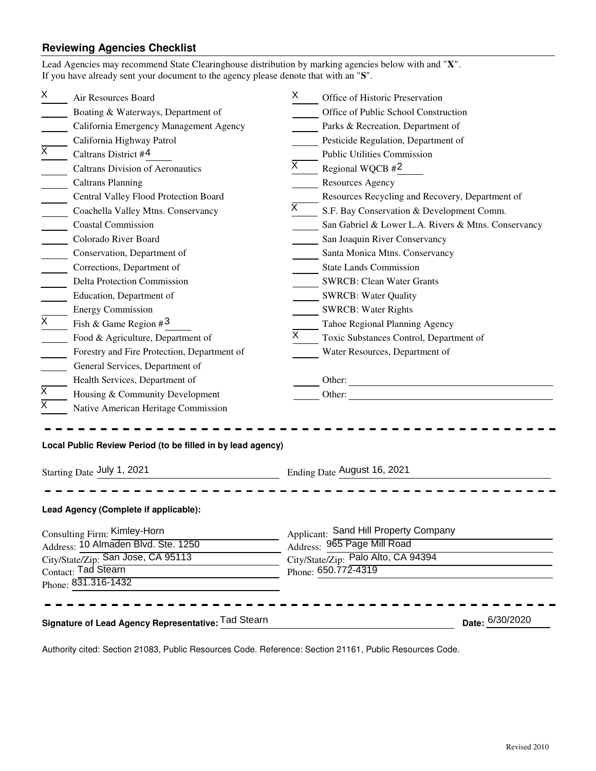## Reviewing Agencies Checklist

Lead Agencies may recommend State Clearinghouse distribution by marking agencies below with and "**X**".
If you have already sent your document to the agency please denote that with an "**S**".

| | | | |
|---|---|---|---|
| X | Air Resources Board | X | Office of Historic Preservation |
| | Boating & Waterways, Department of | | Office of Public School Construction |
| | California Emergency Management Agency | | Parks & Recreation, Department of |
| | California Highway Patrol | | Pesticide Regulation, Department of |
| X | Caltrans District # 4 | | Public Utilities Commission |
| | Caltrans Division of Aeronautics | X | Regional WQCB # 2 |
| | Caltrans Planning | | Resources Agency |
| | Central Valley Flood Protection Board | | Resources Recycling and Recovery, Department of |
| | Coachella Valley Mtns. Conservancy | X | S.F. Bay Conservation & Development Comm. |
| | Coastal Commission | | San Gabriel & Lower L.A. Rivers & Mtns. Conservancy |
| | Colorado River Board | | San Joaquin River Conservancy |
| | Conservation, Department of | | Santa Monica Mtns. Conservancy |
| | Corrections, Department of | | State Lands Commission |
| | Delta Protection Commission | | SWRCB: Clean Water Grants |
| | Education, Department of | | SWRCB: Water Quality |
| | Energy Commission | | SWRCB: Water Rights |
| X | Fish & Game Region # 3 | | Tahoe Regional Planning Agency |
| | Food & Agriculture, Department of | X | Toxic Substances Control, Department of |
| | Forestry and Fire Protection, Department of | | Water Resources, Department of |
| | General Services, Department of | | |
| | Health Services, Department of | | Other: |
| X | Housing & Community Development | | Other: |
| X | Native American Heritage Commission | | |

---

**Local Public Review Period (to be filled in by lead agency)**

Starting Date July 1, 2021

Ending Date August 16, 2021

---

**Lead Agency (Complete if applicable):**

Consulting Firm: Kimley-Horn
Address: 10 Almaden Blvd. Ste. 1250
City/State/Zip: San Jose, CA 95113
Contact: Tad Stearn
Phone: 831.316-1432

Applicant: Sand Hill Property Company
Address: 965 Page Mill Road
City/State/Zip: Palo Alto, CA 94394
Phone: 650.772-4319

---

**Signature of Lead Agency Representative:** Tad Stearn

**Date:** 6/30/2020

Authority cited: Section 21083, Public Resources Code. Reference: Section 21161, Public Resources Code.

Revised 2010